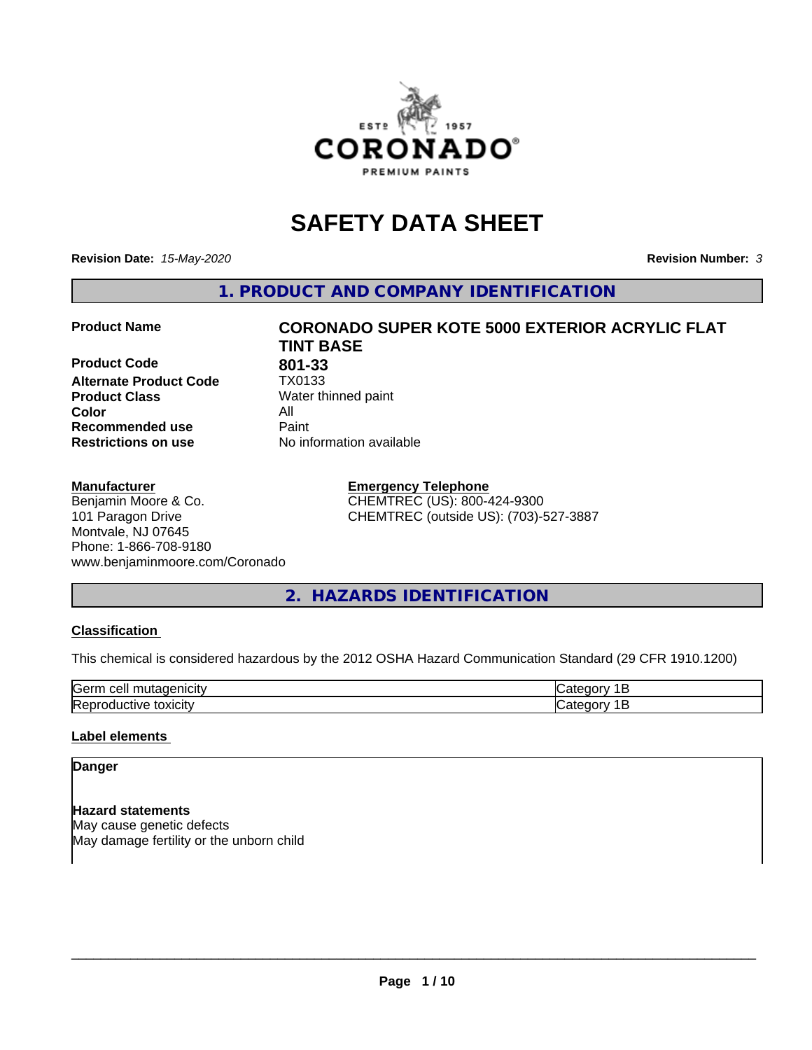# SAFETY DATA SHEET

**Revision Date:** *15-May-2020* **Revision Number:** *3*

## 1. PRODUCT AND COMPANY IDENTIFICATION

| | |
|---|---|
| **Product Name** | **CORONADO SUPER KOTE 5000 EXTERIOR ACRYLIC FLAT TINT BASE** |
| **Product Code** | **801-33** |
| **Alternate Product Code** | TX0133 |
| **Product Class** | Water thinned paint |
| **Color** | All |
| **Recommended use** | Paint |
| **Restrictions on use** | No information available |

**Manufacturer**
Benjamin Moore & Co.
101 Paragon Drive
Montvale, NJ 07645
Phone: 1-866-708-9180
www.benjaminmoore.com/Coronado

**Emergency Telephone**
CHEMTREC (US): 800-424-9300
CHEMTREC (outside US): (703)-527-3887

## 2. HAZARDS IDENTIFICATION

**Classification**

This chemical is considered hazardous by the 2012 OSHA Hazard Communication Standard (29 CFR 1910.1200)

| | |
|---|---|
| Germ cell mutagenicity | Category 1B |
| Reproductive toxicity | Category 1B |

**Label elements**

**Danger**

**Hazard statements**
May cause genetic defects
May damage fertility or the unborn child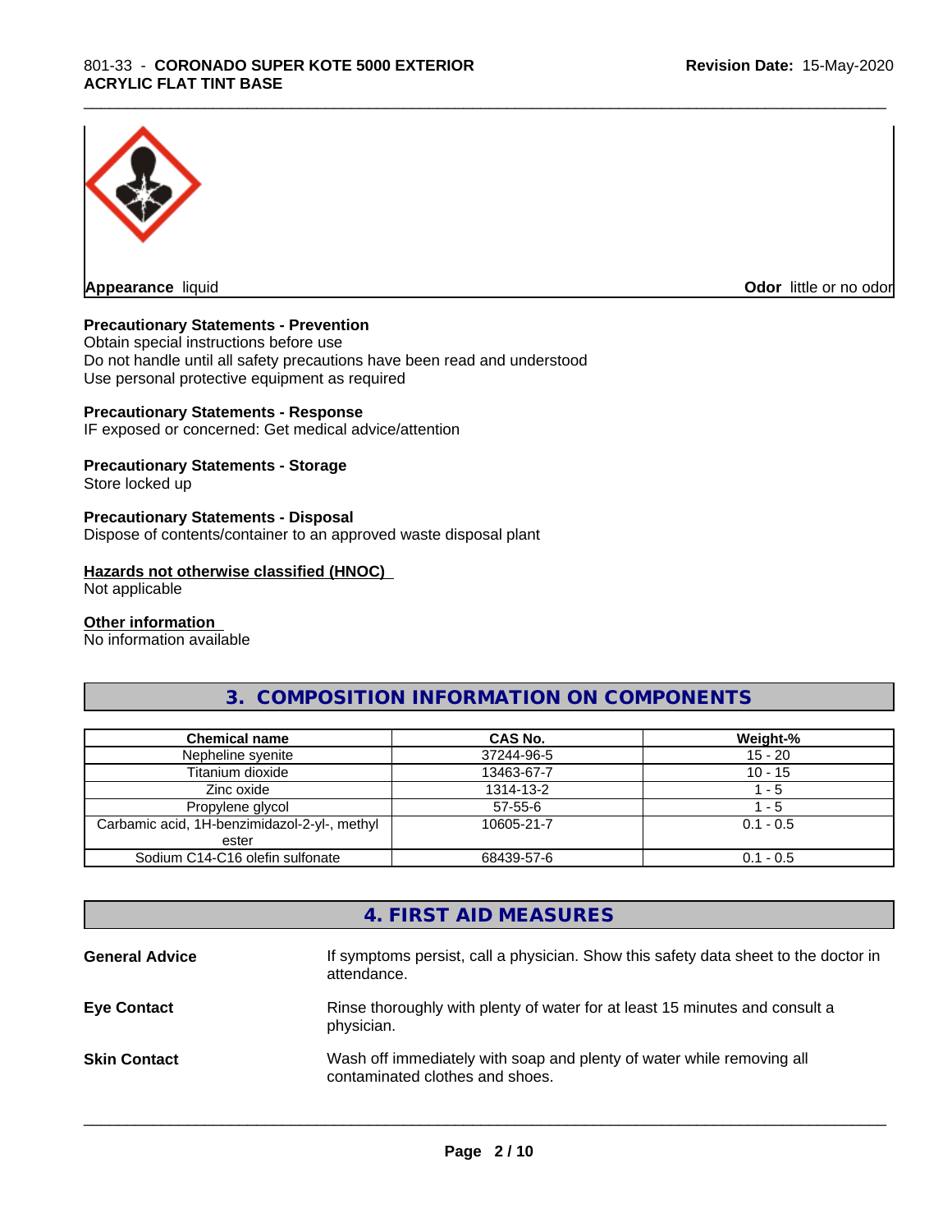**Appearance** liquid

**Odor** little or no odor

**Precautionary Statements - Prevention**

Obtain special instructions before use
Do not handle until all safety precautions have been read and understood
Use personal protective equipment as required

**Precautionary Statements - Response**

IF exposed or concerned: Get medical advice/attention

**Precautionary Statements - Storage**

Store locked up

**Precautionary Statements - Disposal**

Dispose of contents/container to an approved waste disposal plant

**Hazards not otherwise classified (HNOC)**

Not applicable

**Other information**

No information available

## 3. COMPOSITION INFORMATION ON COMPONENTS

| Chemical name | CAS No. | Weight-% |
|---|---|---|
| Nepheline syenite | 37244-96-5 | 15 - 20 |
| Titanium dioxide | 13463-67-7 | 10 - 15 |
| Zinc oxide | 1314-13-2 | 1 - 5 |
| Propylene glycol | 57-55-6 | 1 - 5 |
| Carbamic acid, 1H-benzimidazol-2-yl-, methyl ester | 10605-21-7 | 0.1 - 0.5 |
| Sodium C14-C16 olefin sulfonate | 68439-57-6 | 0.1 - 0.5 |

## 4. FIRST AID MEASURES

**General Advice** If symptoms persist, call a physician. Show this safety data sheet to the doctor in attendance.

**Eye Contact** Rinse thoroughly with plenty of water for at least 15 minutes and consult a physician.

**Skin Contact** Wash off immediately with soap and plenty of water while removing all contaminated clothes and shoes.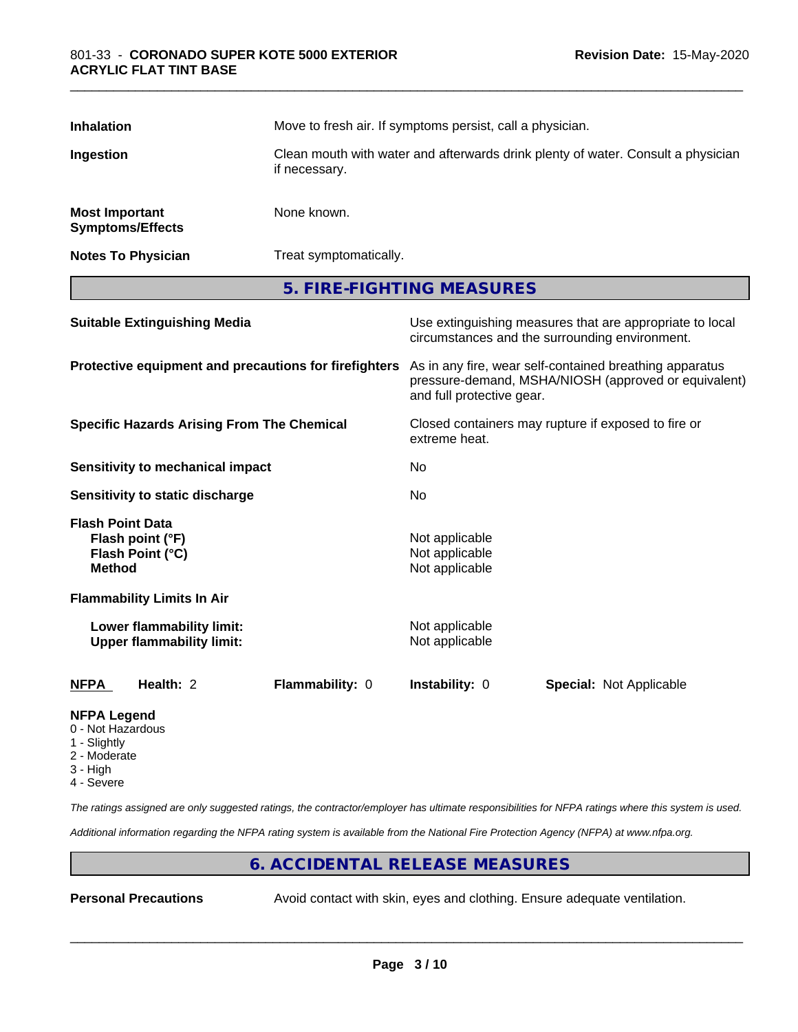| | |
|---|---|
| **Inhalation** | Move to fresh air. If symptoms persist, call a physician. |
| **Ingestion** | Clean mouth with water and afterwards drink plenty of water. Consult a physician if necessary. |
| **Most Important Symptoms/Effects** | None known. |
| **Notes To Physician** | Treat symptomatically. |

## 5. FIRE-FIGHTING MEASURES

| | |
|---|---|
| **Suitable Extinguishing Media** | Use extinguishing measures that are appropriate to local circumstances and the surrounding environment. |
| **Protective equipment and precautions for firefighters** | As in any fire, wear self-contained breathing apparatus pressure-demand, MSHA/NIOSH (approved or equivalent) and full protective gear. |
| **Specific Hazards Arising From The Chemical** | Closed containers may rupture if exposed to fire or extreme heat. |
| **Sensitivity to mechanical impact** | No |
| **Sensitivity to static discharge** | No |

**Flash Point Data**

| | |
|---|---|
| **Flash point (°F)** | Not applicable |
| **Flash Point (°C)** | Not applicable |
| **Method** | Not applicable |

**Flammability Limits In Air**

| | |
|---|---|
| **Lower flammability limit:** | Not applicable |
| **Upper flammability limit:** | Not applicable |

| **NFPA** | **Health:** 2 | **Flammability:** 0 | **Instability:** 0 | **Special:** Not Applicable |
|---|---|---|---|---|

**NFPA Legend**
- 0 - Not Hazardous
- 1 - Slightly
- 2 - Moderate
- 3 - High
- 4 - Severe

*The ratings assigned are only suggested ratings, the contractor/employer has ultimate responsibilities for NFPA ratings where this system is used.*

*Additional information regarding the NFPA rating system is available from the National Fire Protection Agency (NFPA) at www.nfpa.org.*

## 6. ACCIDENTAL RELEASE MEASURES

| | |
|---|---|
| **Personal Precautions** | Avoid contact with skin, eyes and clothing. Ensure adequate ventilation. |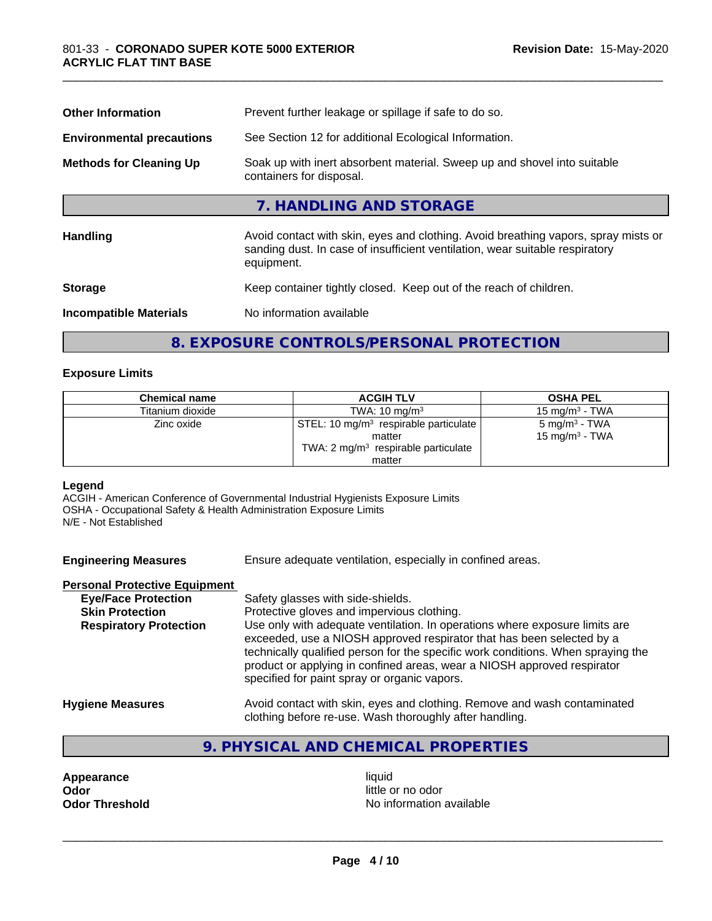| | |
|---|---|
| **Other Information** | Prevent further leakage or spillage if safe to do so. |
| **Environmental precautions** | See Section 12 for additional Ecological Information. |
| **Methods for Cleaning Up** | Soak up with inert absorbent material. Sweep up and shovel into suitable containers for disposal. |

## 7. HANDLING AND STORAGE

| | |
|---|---|
| **Handling** | Avoid contact with skin, eyes and clothing. Avoid breathing vapors, spray mists or sanding dust. In case of insufficient ventilation, wear suitable respiratory equipment. |
| **Storage** | Keep container tightly closed. Keep out of the reach of children. |
| **Incompatible Materials** | No information available |

## 8. EXPOSURE CONTROLS/PERSONAL PROTECTION

### Exposure Limits

| Chemical name | ACGIH TLV | OSHA PEL |
|---|---|---|
| Titanium dioxide | TWA: 10 $mg/m^3$ | 15 $mg/m^3$ - TWA |
| Zinc oxide | STEL: 10 $mg/m^3$ respirable particulate matter<br>TWA: 2 $mg/m^3$ respirable particulate matter | 5 $mg/m^3$ - TWA<br>15 $mg/m^3$ - TWA |

**Legend**
ACGIH - American Conference of Governmental Industrial Hygienists Exposure Limits
OSHA - Occupational Safety & Health Administration Exposure Limits
N/E - Not Established

**Engineering Measures** Ensure adequate ventilation, especially in confined areas.

**Personal Protective Equipment**

| | |
|---|---|
| **Eye/Face Protection** | Safety glasses with side-shields. |
| **Skin Protection** | Protective gloves and impervious clothing. |
| **Respiratory Protection** | Use only with adequate ventilation. In operations where exposure limits are exceeded, use a NIOSH approved respirator that has been selected by a technically qualified person for the specific work conditions. When spraying the product or applying in confined areas, wear a NIOSH approved respirator specified for paint spray or organic vapors. |

**Hygiene Measures** Avoid contact with skin, eyes and clothing. Remove and wash contaminated clothing before re-use. Wash thoroughly after handling.

## 9. PHYSICAL AND CHEMICAL PROPERTIES

| | |
|---|---|
| **Appearance** | liquid |
| **Odor** | little or no odor |
| **Odor Threshold** | No information available |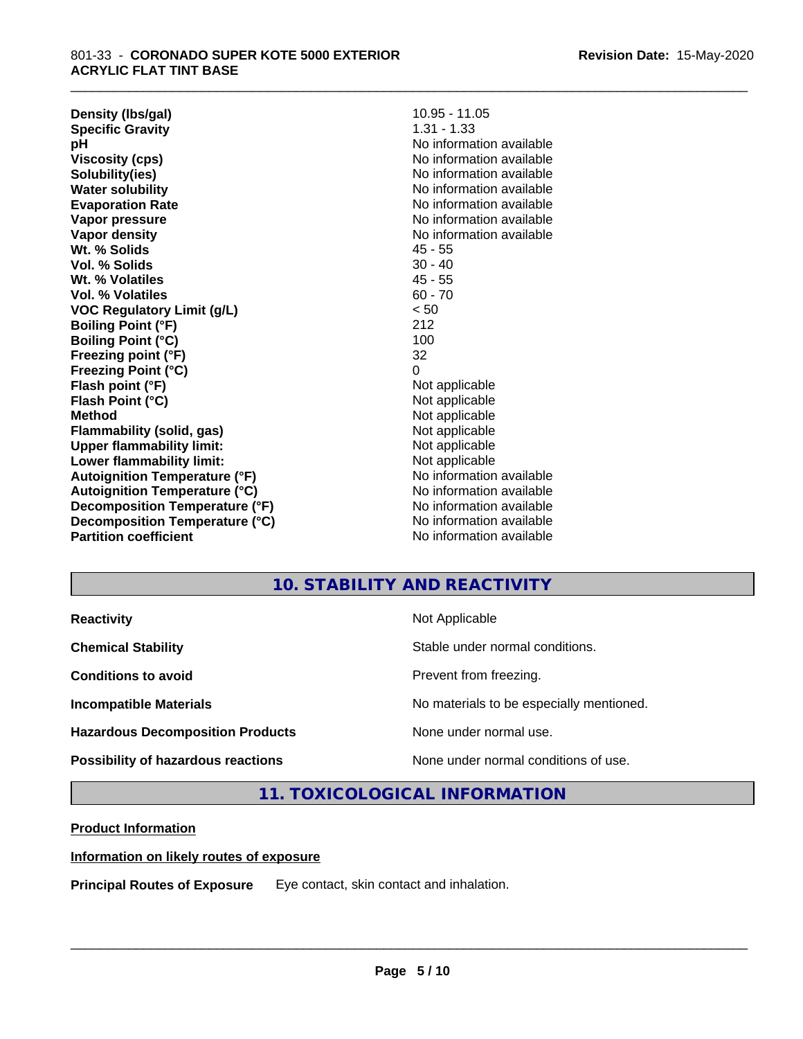| | |
|---|---|
| **Density (lbs/gal)** | 10.95 - 11.05 |
| **Specific Gravity** | 1.31 - 1.33 |
| **pH** | No information available |
| **Viscosity (cps)** | No information available |
| **Solubility(ies)** | No information available |
| **Water solubility** | No information available |
| **Evaporation Rate** | No information available |
| **Vapor pressure** | No information available |
| **Vapor density** | No information available |
| **Wt. % Solids** | 45 - 55 |
| **Vol. % Solids** | 30 - 40 |
| **Wt. % Volatiles** | 45 - 55 |
| **Vol. % Volatiles** | 60 - 70 |
| **VOC Regulatory Limit (g/L)** | < 50 |
| **Boiling Point (°F)** | 212 |
| **Boiling Point (°C)** | 100 |
| **Freezing point (°F)** | 32 |
| **Freezing Point (°C)** | 0 |
| **Flash point (°F)** | Not applicable |
| **Flash Point (°C)** | Not applicable |
| **Method** | Not applicable |
| **Flammability (solid, gas)** | Not applicable |
| **Upper flammability limit:** | Not applicable |
| **Lower flammability limit:** | Not applicable |
| **Autoignition Temperature (°F)** | No information available |
| **Autoignition Temperature (°C)** | No information available |
| **Decomposition Temperature (°F)** | No information available |
| **Decomposition Temperature (°C)** | No information available |
| **Partition coefficient** | No information available |

## 10. STABILITY AND REACTIVITY

| | |
|---|---|
| **Reactivity** | Not Applicable |
| **Chemical Stability** | Stable under normal conditions. |
| **Conditions to avoid** | Prevent from freezing. |
| **Incompatible Materials** | No materials to be especially mentioned. |
| **Hazardous Decomposition Products** | None under normal use. |
| **Possibility of hazardous reactions** | None under normal conditions of use. |

## 11. TOXICOLOGICAL INFORMATION

**Product Information**

**Information on likely routes of exposure**

**Principal Routes of Exposure** Eye contact, skin contact and inhalation.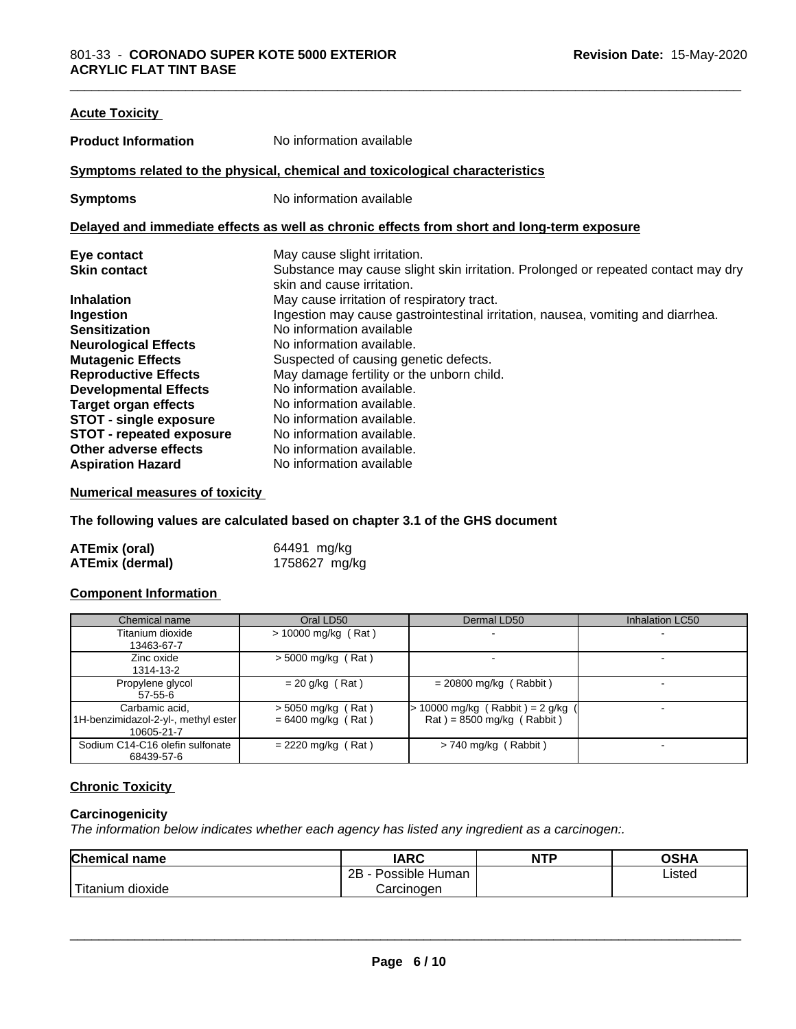### Acute Toxicity

**Product Information** No information available

#### Symptoms related to the physical, chemical and toxicological characteristics

**Symptoms** No information available

#### Delayed and immediate effects as well as chronic effects from short and long-term exposure

**Eye contact** May cause slight irritation.
**Skin contact** Substance may cause slight skin irritation. Prolonged or repeated contact may dry skin and cause irritation.
**Inhalation** May cause irritation of respiratory tract.
**Ingestion** Ingestion may cause gastrointestinal irritation, nausea, vomiting and diarrhea.
**Sensitization** No information available
**Neurological Effects** No information available.
**Mutagenic Effects** Suspected of causing genetic defects.
**Reproductive Effects** May damage fertility or the unborn child.
**Developmental Effects** No information available.
**Target organ effects** No information available.
**STOT - single exposure** No information available.
**STOT - repeated exposure** No information available.
**Other adverse effects** No information available.
**Aspiration Hazard** No information available

#### Numerical measures of toxicity

**The following values are calculated based on chapter 3.1 of the GHS document**

**ATEmix (oral)** 64491 mg/kg
**ATEmix (dermal)** 1758627 mg/kg

#### Component Information

| Chemical name | Oral LD50 | Dermal LD50 | Inhalation LC50 |
|---|---|---|---|
| Titanium dioxide 13463-67-7 | > 10000 mg/kg ( Rat ) | - | - |
| Zinc oxide 1314-13-2 | > 5000 mg/kg ( Rat ) | - | - |
| Propylene glycol 57-55-6 | = 20 g/kg ( Rat ) | = 20800 mg/kg ( Rabbit ) | - |
| Carbamic acid, 1H-benzimidazol-2-yl-, methyl ester 10605-21-7 | > 5050 mg/kg ( Rat ) = 6400 mg/kg ( Rat ) | > 10000 mg/kg ( Rabbit ) = 2 g/kg ( Rat ) = 8500 mg/kg ( Rabbit ) | - |
| Sodium C14-C16 olefin sulfonate 68439-57-6 | = 2220 mg/kg ( Rat ) | > 740 mg/kg ( Rabbit ) | - |

### Chronic Toxicity

#### Carcinogenicity

*The information below indicates whether each agency has listed any ingredient as a carcinogen:.*

| Chemical name | IARC | NTP | OSHA |
|---|---|---|---|
| Titanium dioxide | 2B - Possible Human Carcinogen | | Listed |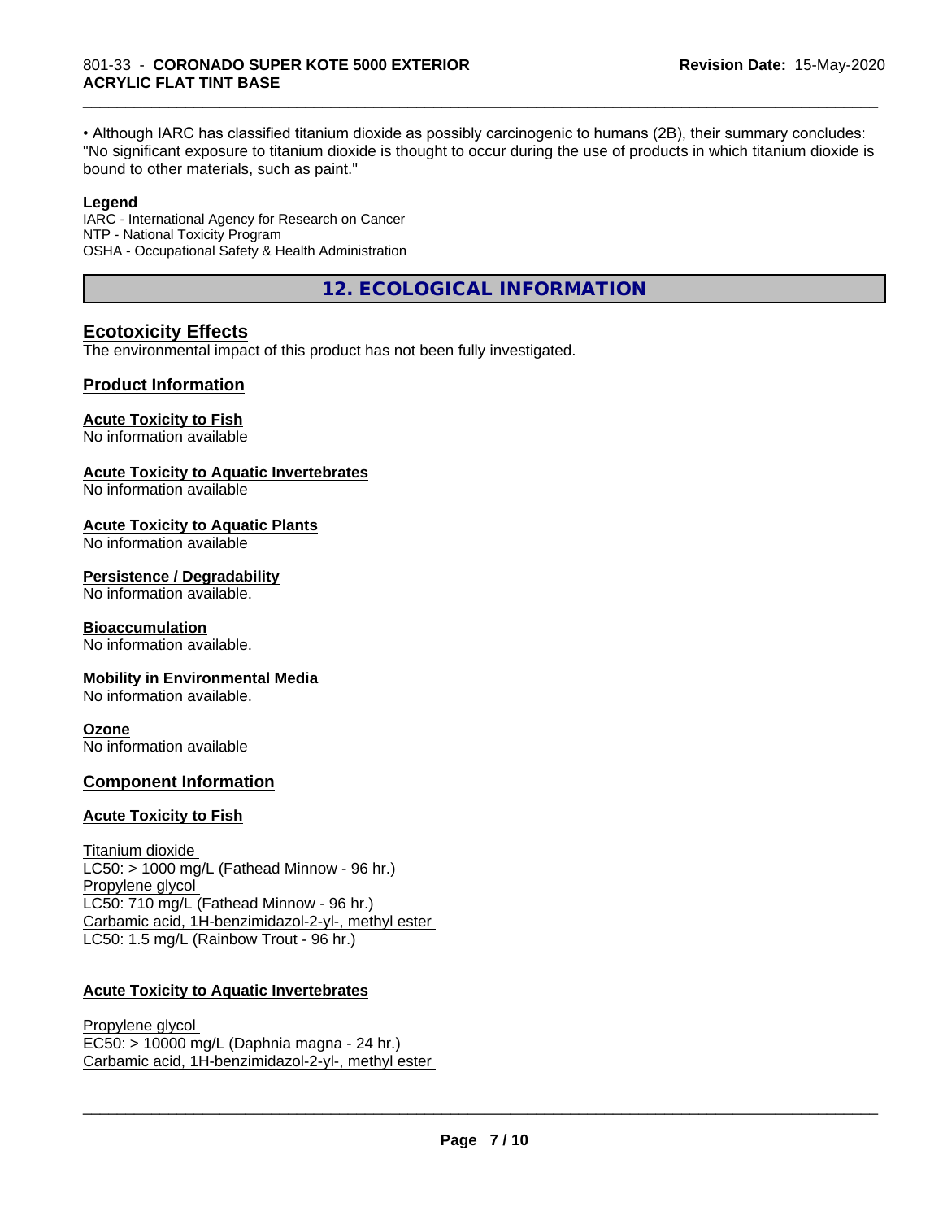• Although IARC has classified titanium dioxide as possibly carcinogenic to humans (2B), their summary concludes: "No significant exposure to titanium dioxide is thought to occur during the use of products in which titanium dioxide is bound to other materials, such as paint."

**Legend**

IARC - International Agency for Research on Cancer
NTP - National Toxicity Program
OSHA - Occupational Safety & Health Administration

## 12. ECOLOGICAL INFORMATION

### Ecotoxicity Effects

The environmental impact of this product has not been fully investigated.

### Product Information

**Acute Toxicity to Fish**
No information available

**Acute Toxicity to Aquatic Invertebrates**
No information available

**Acute Toxicity to Aquatic Plants**
No information available

**Persistence / Degradability**
No information available.

**Bioaccumulation**
No information available.

**Mobility in Environmental Media**
No information available.

**Ozone**
No information available

### Component Information

**Acute Toxicity to Fish**

Titanium dioxide
LC50: > 1000 mg/L (Fathead Minnow - 96 hr.)
Propylene glycol
LC50: 710 mg/L (Fathead Minnow - 96 hr.)
Carbamic acid, 1H-benzimidazol-2-yl-, methyl ester
LC50: 1.5 mg/L (Rainbow Trout - 96 hr.)

**Acute Toxicity to Aquatic Invertebrates**

Propylene glycol
EC50: > 10000 mg/L (Daphnia magna - 24 hr.)
Carbamic acid, 1H-benzimidazol-2-yl-, methyl ester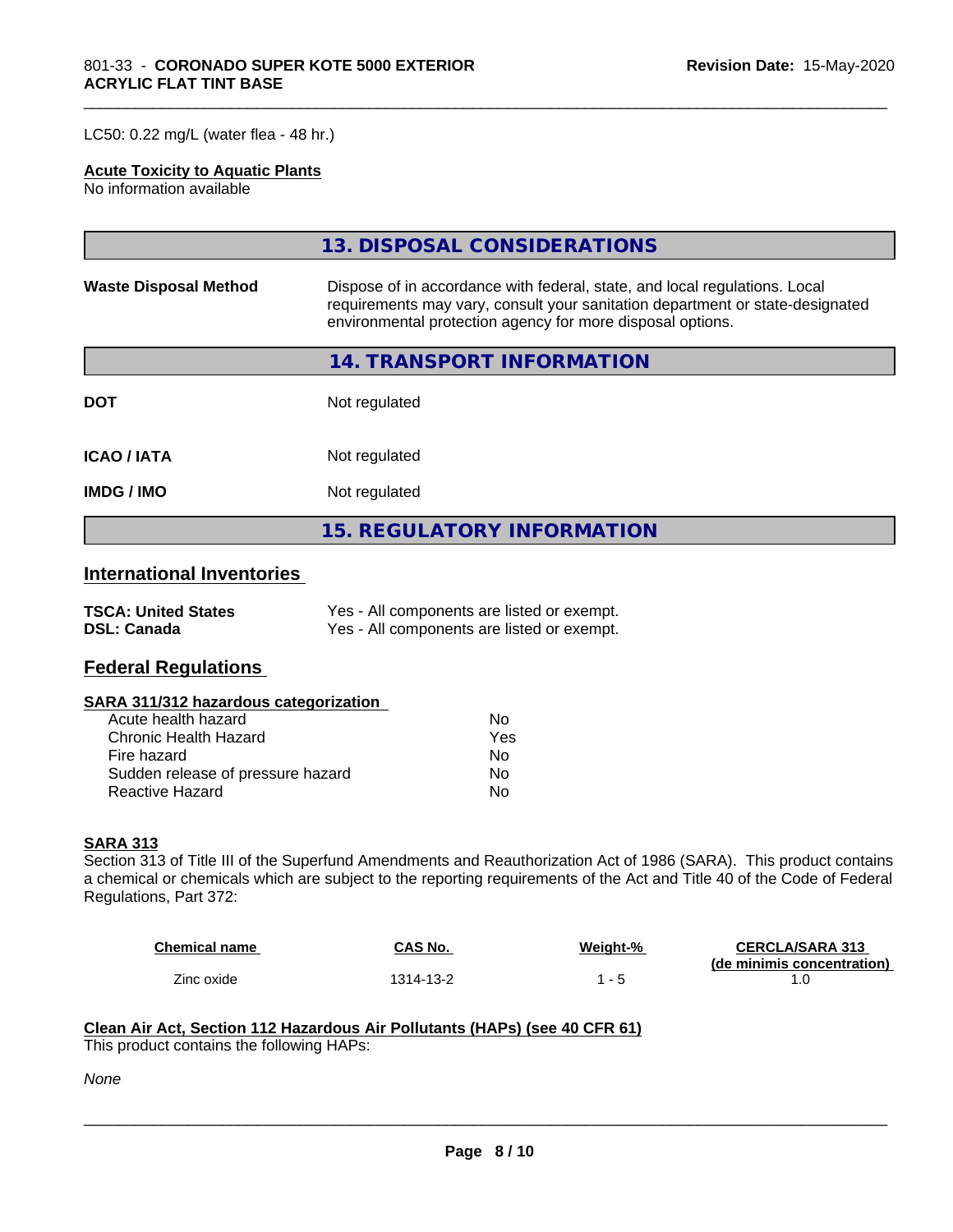LC50: 0.22 mg/L (water flea - 48 hr.)

**Acute Toxicity to Aquatic Plants**
No information available

## 13. DISPOSAL CONSIDERATIONS

**Waste Disposal Method** Dispose of in accordance with federal, state, and local regulations. Local requirements may vary, consult your sanitation department or state-designated environmental protection agency for more disposal options.

## 14. TRANSPORT INFORMATION

| | |
|---|---|
| **DOT** | Not regulated |
| **ICAO / IATA** | Not regulated |
| **IMDG / IMO** | Not regulated |

## 15. REGULATORY INFORMATION

### International Inventories

| | |
|---|---|
| **TSCA: United States** | Yes - All components are listed or exempt. |
| **DSL: Canada** | Yes - All components are listed or exempt. |

### Federal Regulations

**SARA 311/312 hazardous categorization**

| | |
|---|---|
| Acute health hazard | No |
| Chronic Health Hazard | Yes |
| Fire hazard | No |
| Sudden release of pressure hazard | No |
| Reactive Hazard | No |

**SARA 313**
Section 313 of Title III of the Superfund Amendments and Reauthorization Act of 1986 (SARA). This product contains a chemical or chemicals which are subject to the reporting requirements of the Act and Title 40 of the Code of Federal Regulations, Part 372:

| Chemical name | CAS No. | Weight-% | CERCLA/SARA 313 (de minimis concentration) |
|---|---|---|---|
| Zinc oxide | 1314-13-2 | 1 - 5 | 1.0 |

**Clean Air Act, Section 112 Hazardous Air Pollutants (HAPs) (see 40 CFR 61)**
This product contains the following HAPs:

*None*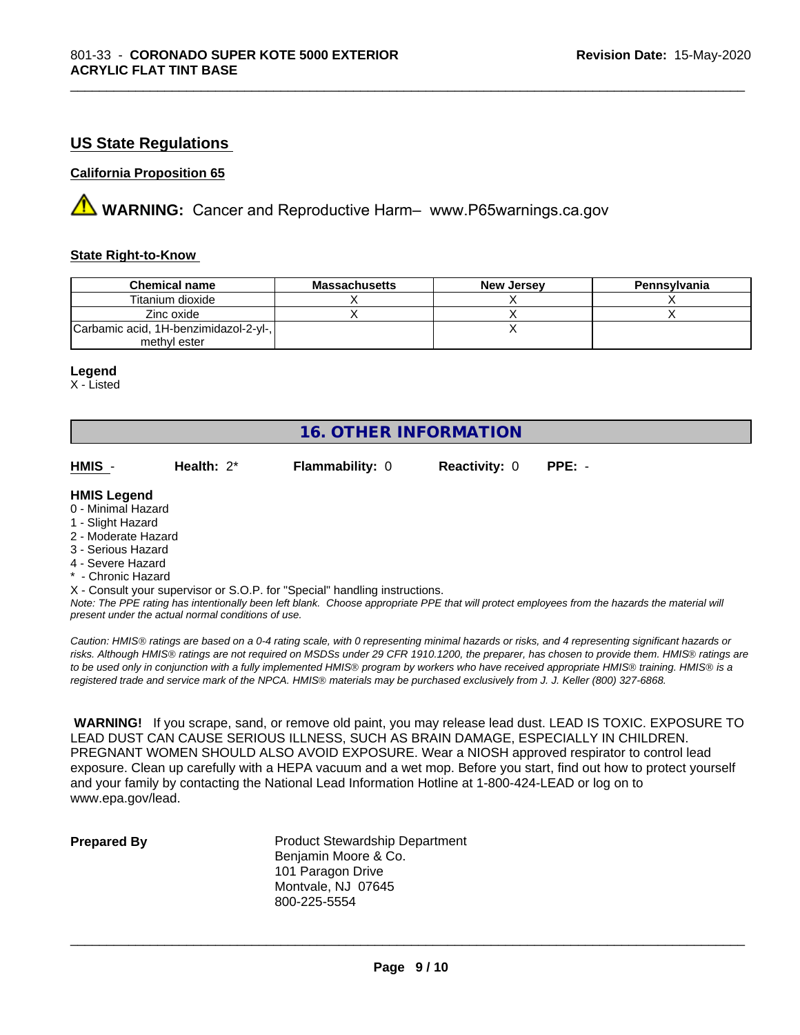## US State Regulations

**California Proposition 65**

⚠ **WARNING:** Cancer and Reproductive Harm– www.P65warnings.ca.gov

**State Right-to-Know**

| Chemical name | Massachusetts | New Jersey | Pennsylvania |
|---|---|---|---|
| Titanium dioxide | X | X | X |
| Zinc oxide | X | X | X |
| Carbamic acid, 1H-benzimidazol-2-yl-, methyl ester | | X | |

**Legend**
X - Listed

## 16. OTHER INFORMATION

**HMIS** - **Health:** 2* **Flammability:** 0 **Reactivity:** 0 **PPE:** -

**HMIS Legend**
0 - Minimal Hazard
1 - Slight Hazard
2 - Moderate Hazard
3 - Serious Hazard
4 - Severe Hazard
* - Chronic Hazard
X - Consult your supervisor or S.O.P. for "Special" handling instructions.

*Note: The PPE rating has intentionally been left blank. Choose appropriate PPE that will protect employees from the hazards the material will present under the actual normal conditions of use.*

*Caution: HMIS® ratings are based on a 0-4 rating scale, with 0 representing minimal hazards or risks, and 4 representing significant hazards or risks. Although HMIS® ratings are not required on MSDSs under 29 CFR 1910.1200, the preparer, has chosen to provide them. HMIS® ratings are to be used only in conjunction with a fully implemented HMIS® program by workers who have received appropriate HMIS® training. HMIS® is a registered trade and service mark of the NPCA. HMIS® materials may be purchased exclusively from J. J. Keller (800) 327-6868.*

**WARNING!** If you scrape, sand, or remove old paint, you may release lead dust. LEAD IS TOXIC. EXPOSURE TO LEAD DUST CAN CAUSE SERIOUS ILLNESS, SUCH AS BRAIN DAMAGE, ESPECIALLY IN CHILDREN. PREGNANT WOMEN SHOULD ALSO AVOID EXPOSURE. Wear a NIOSH approved respirator to control lead exposure. Clean up carefully with a HEPA vacuum and a wet mop. Before you start, find out how to protect yourself and your family by contacting the National Lead Information Hotline at 1-800-424-LEAD or log on to www.epa.gov/lead.

**Prepared By**

Product Stewardship Department
Benjamin Moore & Co.
101 Paragon Drive
Montvale, NJ 07645
800-225-5554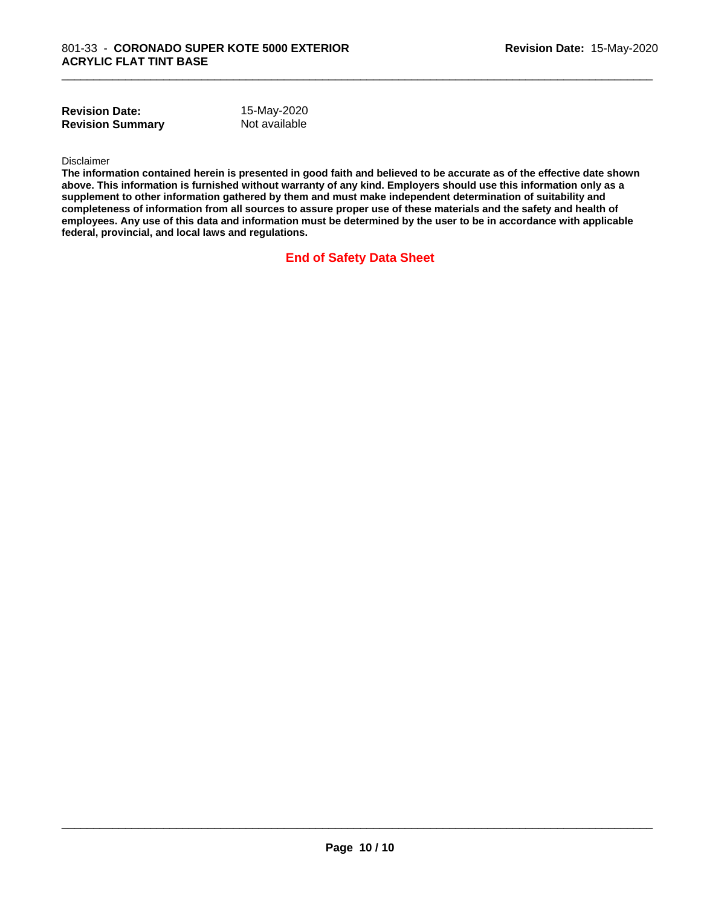| | |
|---|---|
| **Revision Date:** | 15-May-2020 |
| **Revision Summary** | Not available |

Disclaimer

**The information contained herein is presented in good faith and believed to be accurate as of the effective date shown above. This information is furnished without warranty of any kind. Employers should use this information only as a supplement to other information gathered by them and must make independent determination of suitability and completeness of information from all sources to assure proper use of these materials and the safety and health of employees. Any use of this data and information must be determined by the user to be in accordance with applicable federal, provincial, and local laws and regulations.**

**End of Safety Data Sheet**